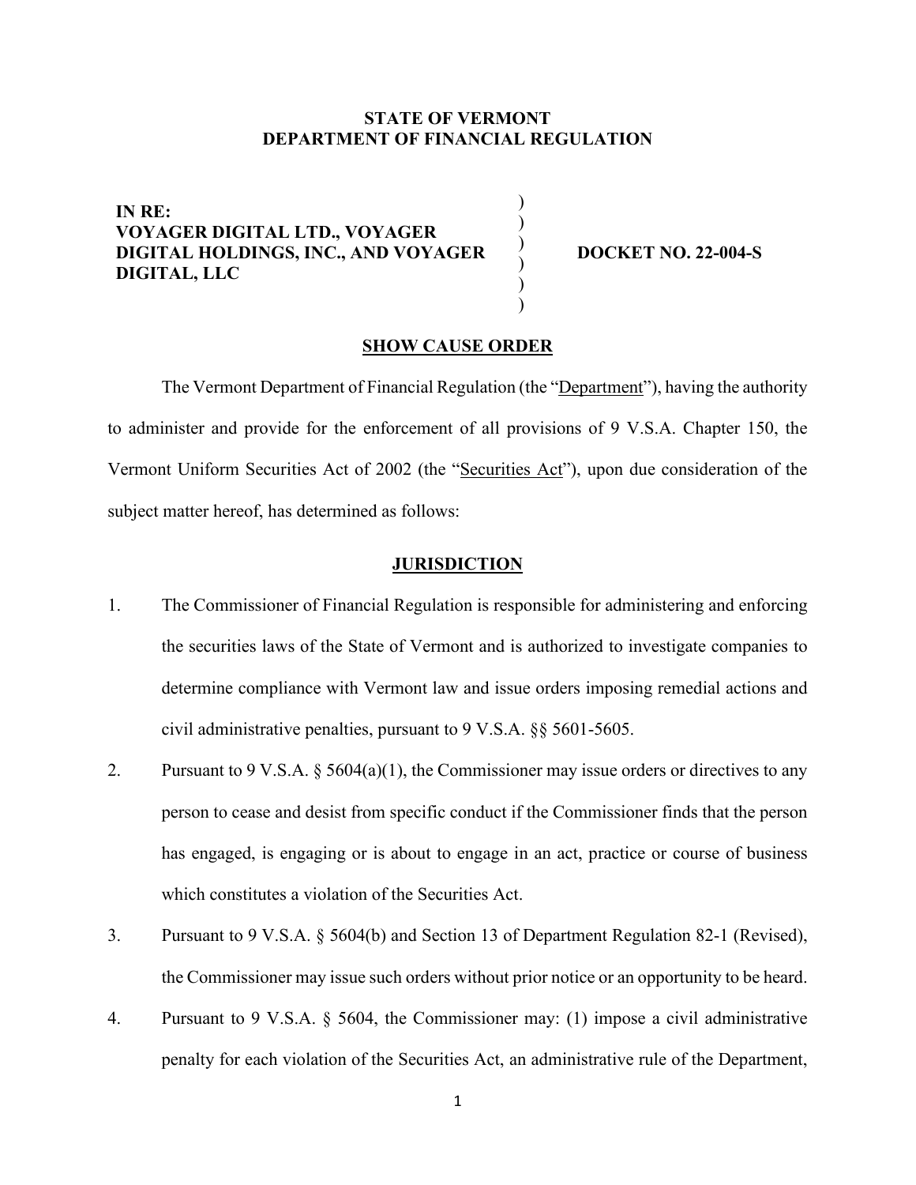**STATE OF VERMONT**
**DEPARTMENT OF FINANCIAL REGULATION**

| | | |
|---|---|---|
| **IN RE:** **VOYAGER DIGITAL LTD., VOYAGER DIGITAL HOLDINGS, INC., AND VOYAGER DIGITAL, LLC** | ) ) ) ) ) ) | **DOCKET NO. 22-004-S** |

## SHOW CAUSE ORDER

The Vermont Department of Financial Regulation (the "Department"), having the authority to administer and provide for the enforcement of all provisions of 9 V.S.A. Chapter 150, the Vermont Uniform Securities Act of 2002 (the "Securities Act"), upon due consideration of the subject matter hereof, has determined as follows:

## JURISDICTION

1. The Commissioner of Financial Regulation is responsible for administering and enforcing the securities laws of the State of Vermont and is authorized to investigate companies to determine compliance with Vermont law and issue orders imposing remedial actions and civil administrative penalties, pursuant to 9 V.S.A. §§ 5601-5605.

2. Pursuant to 9 V.S.A. § 5604(a)(1), the Commissioner may issue orders or directives to any person to cease and desist from specific conduct if the Commissioner finds that the person has engaged, is engaging or is about to engage in an act, practice or course of business which constitutes a violation of the Securities Act.

3. Pursuant to 9 V.S.A. § 5604(b) and Section 13 of Department Regulation 82-1 (Revised), the Commissioner may issue such orders without prior notice or an opportunity to be heard.

4. Pursuant to 9 V.S.A. § 5604, the Commissioner may: (1) impose a civil administrative penalty for each violation of the Securities Act, an administrative rule of the Department,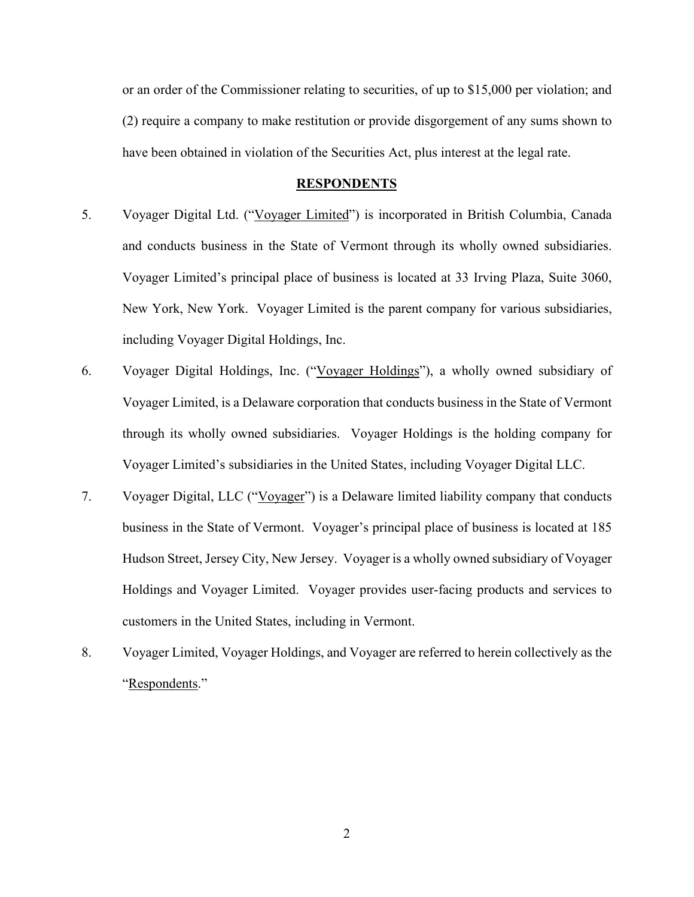or an order of the Commissioner relating to securities, of up to $15,000 per violation; and (2) require a company to make restitution or provide disgorgement of any sums shown to have been obtained in violation of the Securities Act, plus interest at the legal rate.

## RESPONDENTS

5. Voyager Digital Ltd. ("Voyager Limited") is incorporated in British Columbia, Canada and conducts business in the State of Vermont through its wholly owned subsidiaries. Voyager Limited's principal place of business is located at 33 Irving Plaza, Suite 3060, New York, New York. Voyager Limited is the parent company for various subsidiaries, including Voyager Digital Holdings, Inc.

6. Voyager Digital Holdings, Inc. ("Voyager Holdings"), a wholly owned subsidiary of Voyager Limited, is a Delaware corporation that conducts business in the State of Vermont through its wholly owned subsidiaries. Voyager Holdings is the holding company for Voyager Limited's subsidiaries in the United States, including Voyager Digital LLC.

7. Voyager Digital, LLC ("Voyager") is a Delaware limited liability company that conducts business in the State of Vermont. Voyager's principal place of business is located at 185 Hudson Street, Jersey City, New Jersey. Voyager is a wholly owned subsidiary of Voyager Holdings and Voyager Limited. Voyager provides user-facing products and services to customers in the United States, including in Vermont.

8. Voyager Limited, Voyager Holdings, and Voyager are referred to herein collectively as the "Respondents."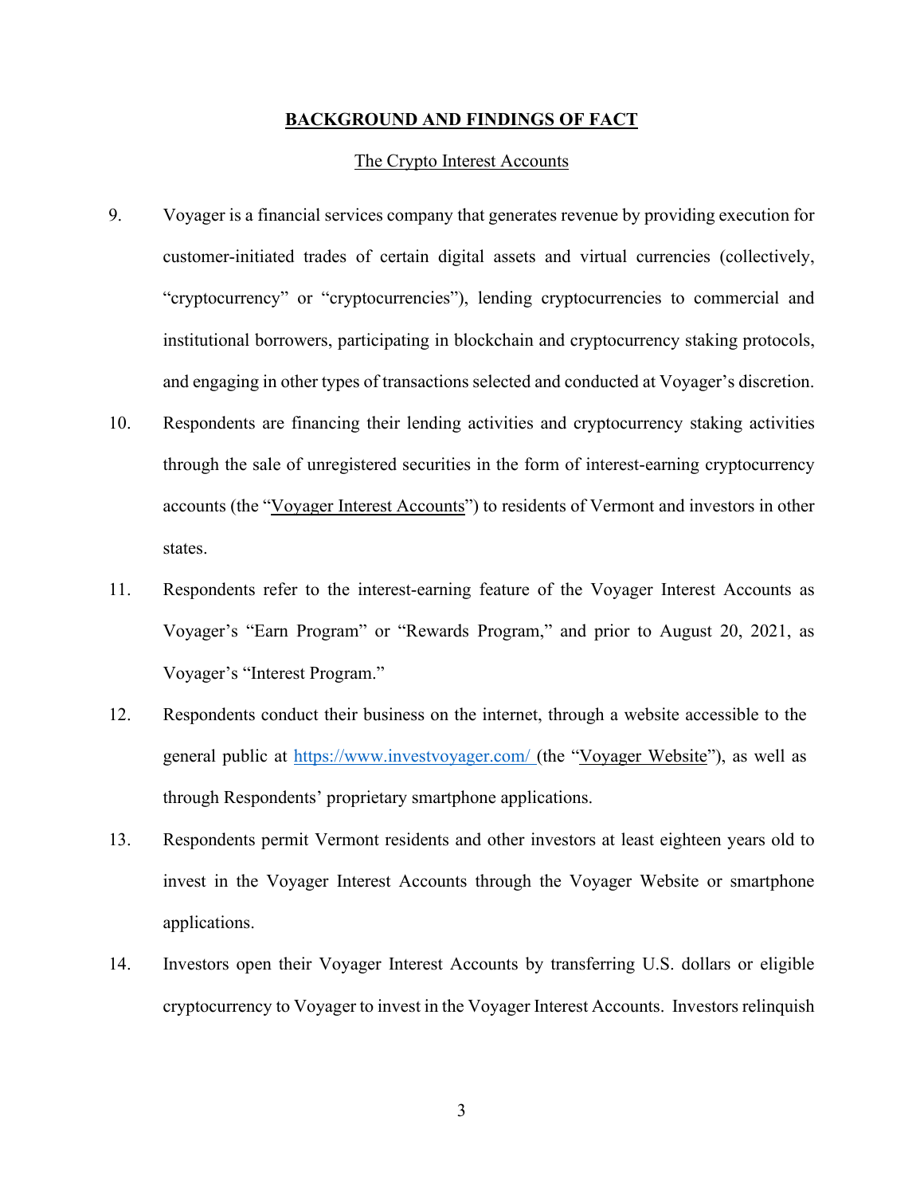## BACKGROUND AND FINDINGS OF FACT

### The Crypto Interest Accounts

9. Voyager is a financial services company that generates revenue by providing execution for customer-initiated trades of certain digital assets and virtual currencies (collectively, "cryptocurrency" or "cryptocurrencies"), lending cryptocurrencies to commercial and institutional borrowers, participating in blockchain and cryptocurrency staking protocols, and engaging in other types of transactions selected and conducted at Voyager's discretion.

10. Respondents are financing their lending activities and cryptocurrency staking activities through the sale of unregistered securities in the form of interest-earning cryptocurrency accounts (the "Voyager Interest Accounts") to residents of Vermont and investors in other states.

11. Respondents refer to the interest-earning feature of the Voyager Interest Accounts as Voyager's "Earn Program" or "Rewards Program," and prior to August 20, 2021, as Voyager's "Interest Program."

12. Respondents conduct their business on the internet, through a website accessible to the general public at https://www.investvoyager.com/ (the "Voyager Website"), as well as through Respondents' proprietary smartphone applications.

13. Respondents permit Vermont residents and other investors at least eighteen years old to invest in the Voyager Interest Accounts through the Voyager Website or smartphone applications.

14. Investors open their Voyager Interest Accounts by transferring U.S. dollars or eligible cryptocurrency to Voyager to invest in the Voyager Interest Accounts. Investors relinquish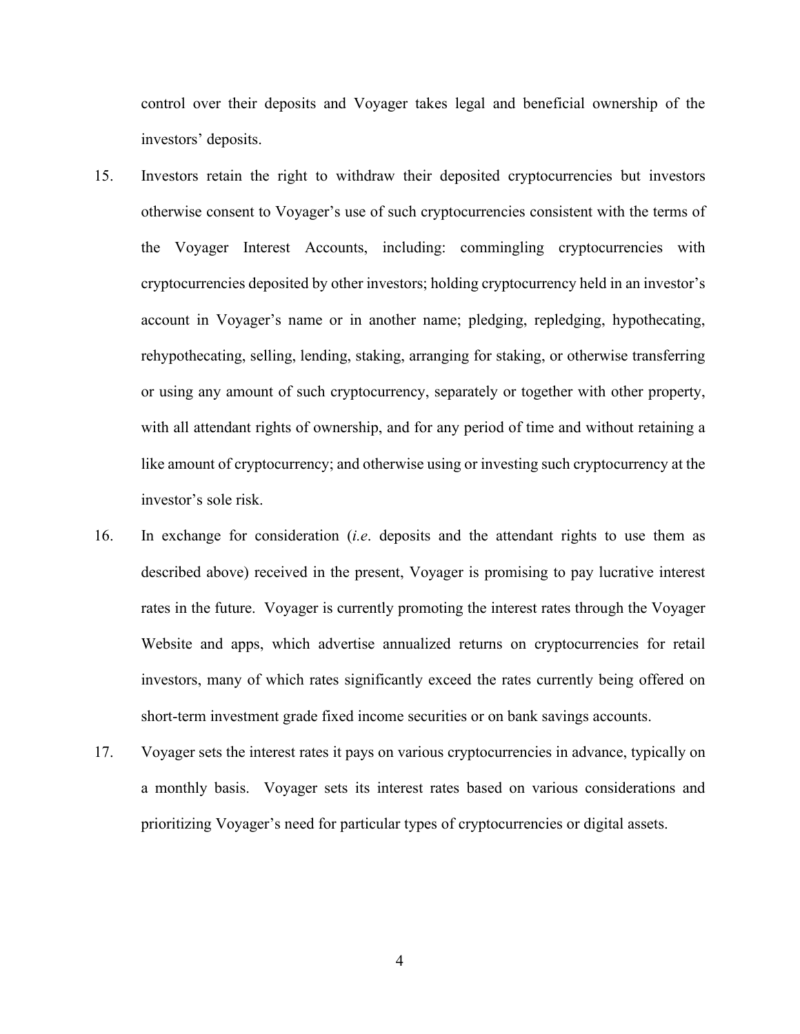control over their deposits and Voyager takes legal and beneficial ownership of the investors' deposits.

15. Investors retain the right to withdraw their deposited cryptocurrencies but investors otherwise consent to Voyager's use of such cryptocurrencies consistent with the terms of the Voyager Interest Accounts, including: commingling cryptocurrencies with cryptocurrencies deposited by other investors; holding cryptocurrency held in an investor's account in Voyager's name or in another name; pledging, repledging, hypothecating, rehypothecating, selling, lending, staking, arranging for staking, or otherwise transferring or using any amount of such cryptocurrency, separately or together with other property, with all attendant rights of ownership, and for any period of time and without retaining a like amount of cryptocurrency; and otherwise using or investing such cryptocurrency at the investor's sole risk.

16. In exchange for consideration (*i.e*. deposits and the attendant rights to use them as described above) received in the present, Voyager is promising to pay lucrative interest rates in the future. Voyager is currently promoting the interest rates through the Voyager Website and apps, which advertise annualized returns on cryptocurrencies for retail investors, many of which rates significantly exceed the rates currently being offered on short-term investment grade fixed income securities or on bank savings accounts.

17. Voyager sets the interest rates it pays on various cryptocurrencies in advance, typically on a monthly basis. Voyager sets its interest rates based on various considerations and prioritizing Voyager's need for particular types of cryptocurrencies or digital assets.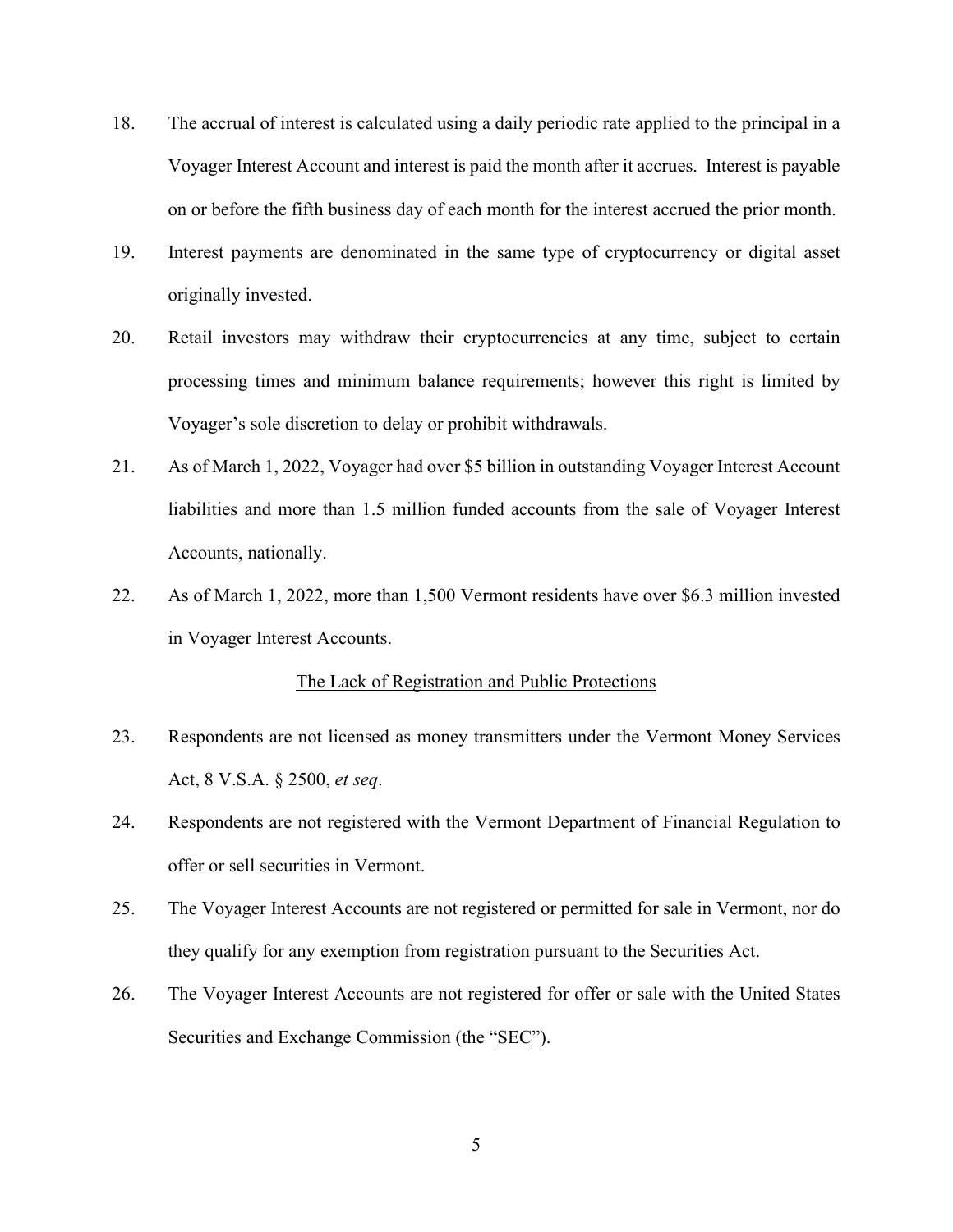18. The accrual of interest is calculated using a daily periodic rate applied to the principal in a Voyager Interest Account and interest is paid the month after it accrues. Interest is payable on or before the fifth business day of each month for the interest accrued the prior month.

19. Interest payments are denominated in the same type of cryptocurrency or digital asset originally invested.

20. Retail investors may withdraw their cryptocurrencies at any time, subject to certain processing times and minimum balance requirements; however this right is limited by Voyager's sole discretion to delay or prohibit withdrawals.

21. As of March 1, 2022, Voyager had over $5 billion in outstanding Voyager Interest Account liabilities and more than 1.5 million funded accounts from the sale of Voyager Interest Accounts, nationally.

22. As of March 1, 2022, more than 1,500 Vermont residents have over $6.3 million invested in Voyager Interest Accounts.

<u>The Lack of Registration and Public Protections</u>

23. Respondents are not licensed as money transmitters under the Vermont Money Services Act, 8 V.S.A. § 2500, *et seq*.

24. Respondents are not registered with the Vermont Department of Financial Regulation to offer or sell securities in Vermont.

25. The Voyager Interest Accounts are not registered or permitted for sale in Vermont, nor do they qualify for any exemption from registration pursuant to the Securities Act.

26. The Voyager Interest Accounts are not registered for offer or sale with the United States Securities and Exchange Commission (the "<u>SEC</u>").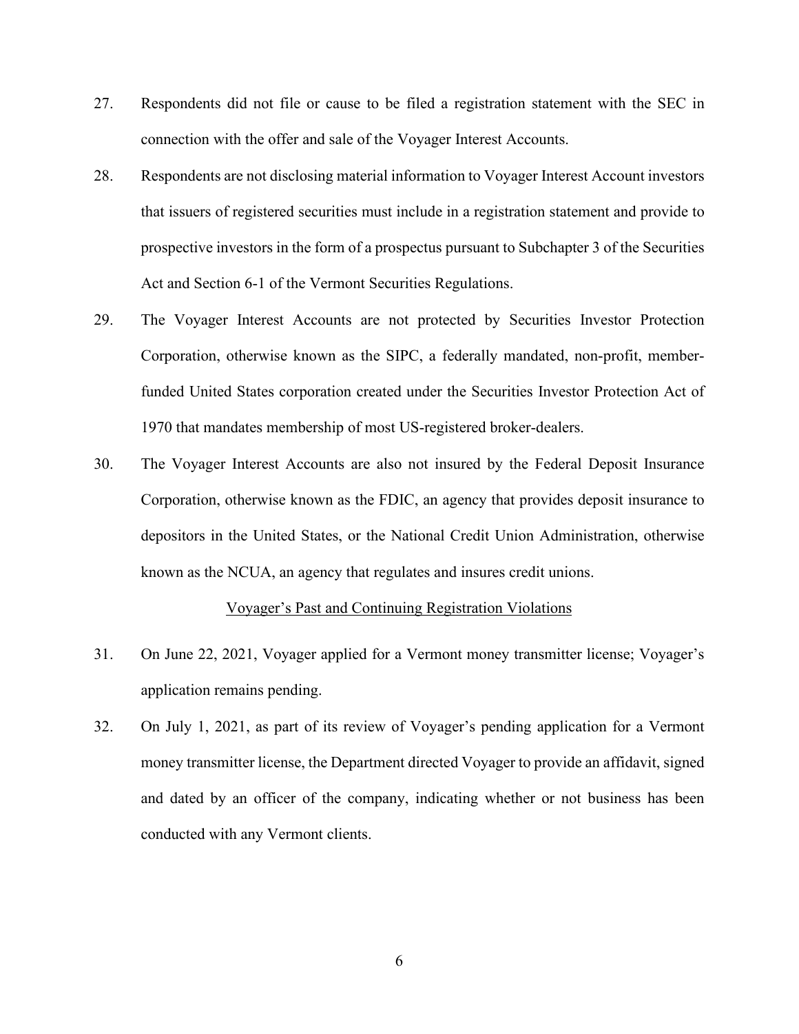27. Respondents did not file or cause to be filed a registration statement with the SEC in connection with the offer and sale of the Voyager Interest Accounts.

28. Respondents are not disclosing material information to Voyager Interest Account investors that issuers of registered securities must include in a registration statement and provide to prospective investors in the form of a prospectus pursuant to Subchapter 3 of the Securities Act and Section 6-1 of the Vermont Securities Regulations.

29. The Voyager Interest Accounts are not protected by Securities Investor Protection Corporation, otherwise known as the SIPC, a federally mandated, non-profit, member-funded United States corporation created under the Securities Investor Protection Act of 1970 that mandates membership of most US-registered broker-dealers.

30. The Voyager Interest Accounts are also not insured by the Federal Deposit Insurance Corporation, otherwise known as the FDIC, an agency that provides deposit insurance to depositors in the United States, or the National Credit Union Administration, otherwise known as the NCUA, an agency that regulates and insures credit unions.

<u>Voyager's Past and Continuing Registration Violations</u>

31. On June 22, 2021, Voyager applied for a Vermont money transmitter license; Voyager's application remains pending.

32. On July 1, 2021, as part of its review of Voyager's pending application for a Vermont money transmitter license, the Department directed Voyager to provide an affidavit, signed and dated by an officer of the company, indicating whether or not business has been conducted with any Vermont clients.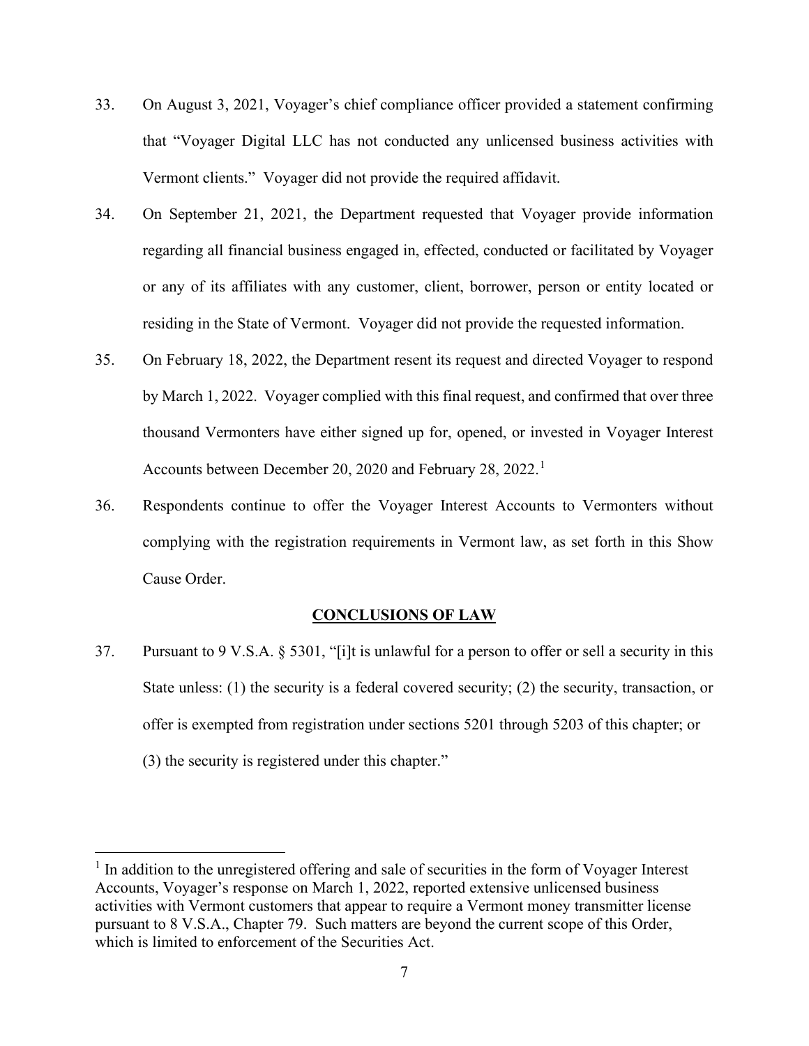33. On August 3, 2021, Voyager's chief compliance officer provided a statement confirming that "Voyager Digital LLC has not conducted any unlicensed business activities with Vermont clients." Voyager did not provide the required affidavit.

34. On September 21, 2021, the Department requested that Voyager provide information regarding all financial business engaged in, effected, conducted or facilitated by Voyager or any of its affiliates with any customer, client, borrower, person or entity located or residing in the State of Vermont. Voyager did not provide the requested information.

35. On February 18, 2022, the Department resent its request and directed Voyager to respond by March 1, 2022. Voyager complied with this final request, and confirmed that over three thousand Vermonters have either signed up for, opened, or invested in Voyager Interest Accounts between December 20, 2020 and February 28, 2022.[1]

36. Respondents continue to offer the Voyager Interest Accounts to Vermonters without complying with the registration requirements in Vermont law, as set forth in this Show Cause Order.

## CONCLUSIONS OF LAW

37. Pursuant to 9 V.S.A. § 5301, "[i]t is unlawful for a person to offer or sell a security in this State unless: (1) the security is a federal covered security; (2) the security, transaction, or offer is exempted from registration under sections 5201 through 5203 of this chapter; or (3) the security is registered under this chapter."

---

[1] In addition to the unregistered offering and sale of securities in the form of Voyager Interest Accounts, Voyager's response on March 1, 2022, reported extensive unlicensed business activities with Vermont customers that appear to require a Vermont money transmitter license pursuant to 8 V.S.A., Chapter 79. Such matters are beyond the current scope of this Order, which is limited to enforcement of the Securities Act.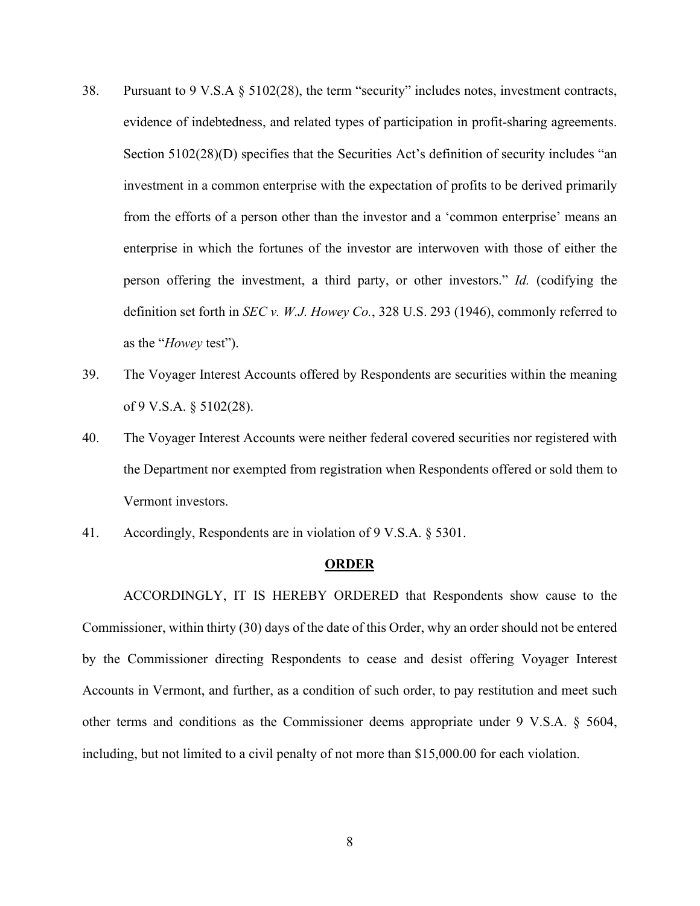38. Pursuant to 9 V.S.A § 5102(28), the term "security" includes notes, investment contracts, evidence of indebtedness, and related types of participation in profit-sharing agreements. Section 5102(28)(D) specifies that the Securities Act's definition of security includes "an investment in a common enterprise with the expectation of profits to be derived primarily from the efforts of a person other than the investor and a 'common enterprise' means an enterprise in which the fortunes of the investor are interwoven with those of either the person offering the investment, a third party, or other investors." *Id.* (codifying the definition set forth in *SEC v. W.J. Howey Co.*, 328 U.S. 293 (1946), commonly referred to as the "*Howey* test").

39. The Voyager Interest Accounts offered by Respondents are securities within the meaning of 9 V.S.A. § 5102(28).

40. The Voyager Interest Accounts were neither federal covered securities nor registered with the Department nor exempted from registration when Respondents offered or sold them to Vermont investors.

41. Accordingly, Respondents are in violation of 9 V.S.A. § 5301.

## ORDER

ACCORDINGLY, IT IS HEREBY ORDERED that Respondents show cause to the Commissioner, within thirty (30) days of the date of this Order, why an order should not be entered by the Commissioner directing Respondents to cease and desist offering Voyager Interest Accounts in Vermont, and further, as a condition of such order, to pay restitution and meet such other terms and conditions as the Commissioner deems appropriate under 9 V.S.A. § 5604, including, but not limited to a civil penalty of not more than $15,000.00 for each violation.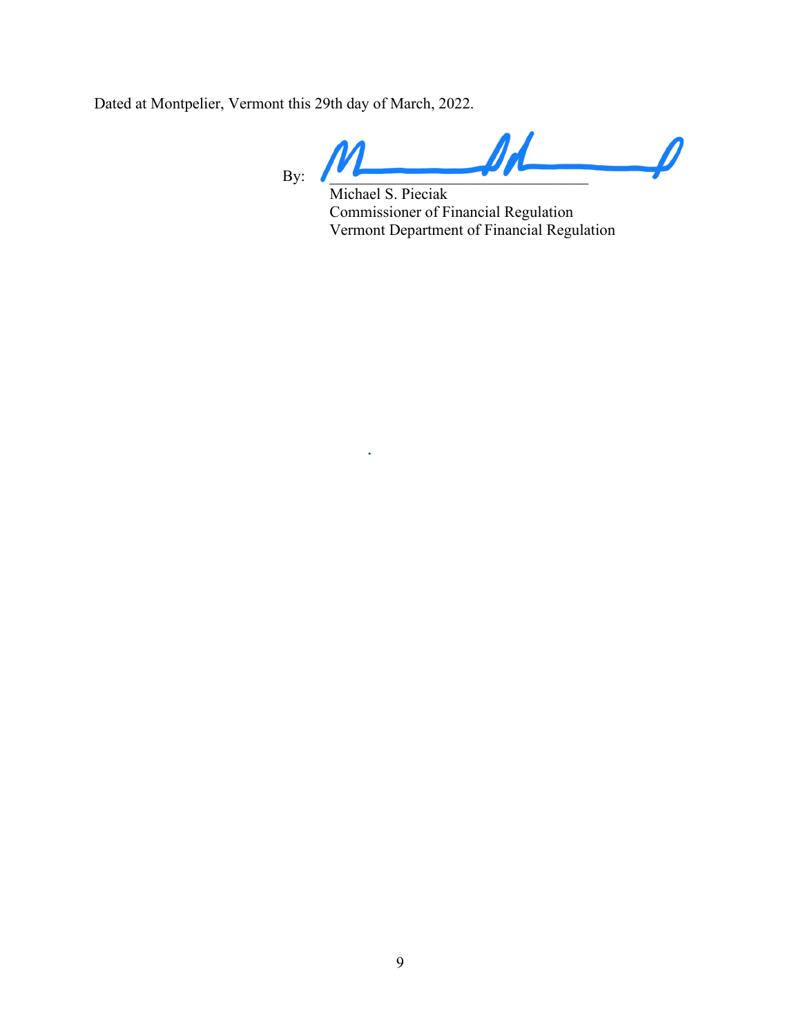Dated at Montpelier, Vermont this 29th day of March, 2022.

By: \_\_\_\_\_\_\_\_\_\_\_\_\_\_\_\_\_\_\_\_\_\_\_\_\_\_\_\_\_\_\_\_

Michael S. Pieciak
Commissioner of Financial Regulation
Vermont Department of Financial Regulation